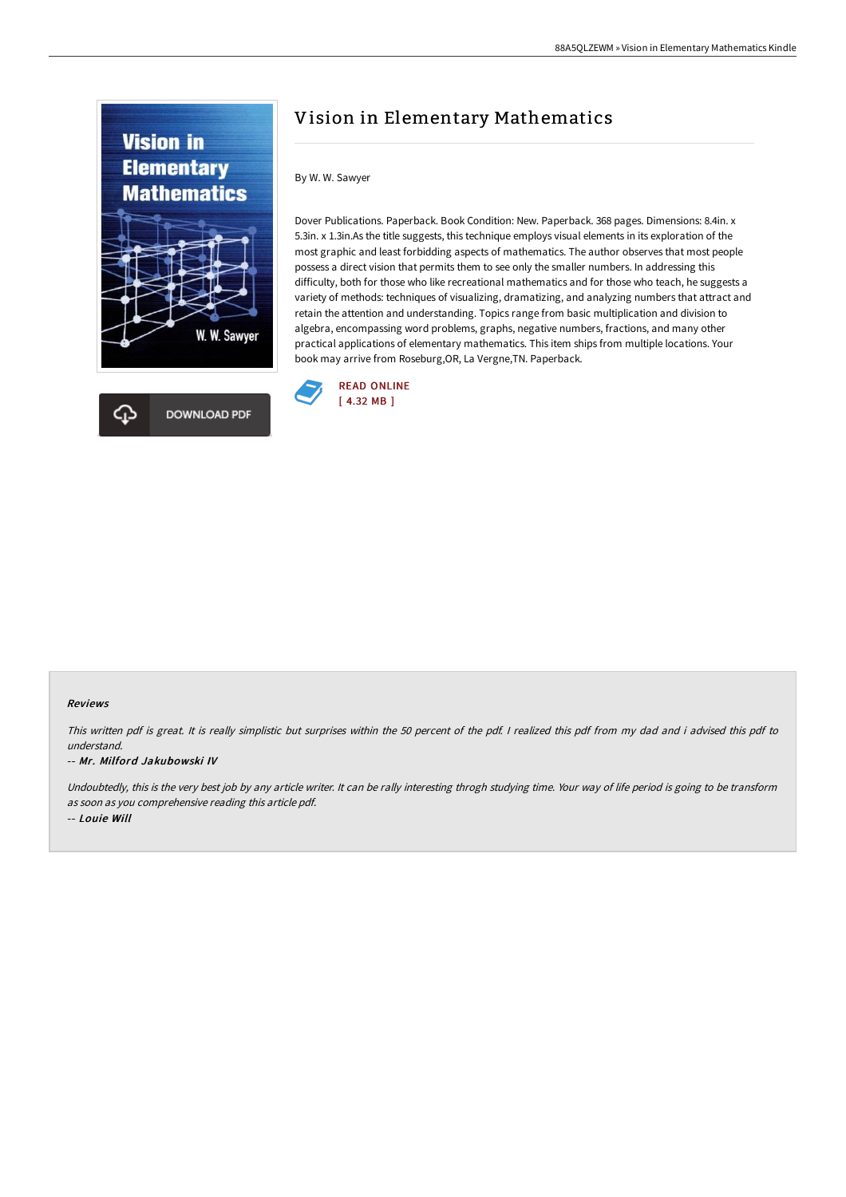# Vision in Elementary Mathematics

By W. W. Sawyer

Dover Publications. Paperback. Book Condition: New. Paperback. 368 pages. Dimensions: 8.4in. x 5.3in. x 1.3in.As the title suggests, this technique employs visual elements in its exploration of the most graphic and least forbidding aspects of mathematics. The author observes that most people possess a direct vision that permits them to see only the smaller numbers. In addressing this difficulty, both for those who like recreational mathematics and for those who teach, he suggests a variety of methods: techniques of visualizing, dramatizing, and analyzing numbers that attract and retain the attention and understanding. Topics range from basic multiplication and division to algebra, encompassing word problems, graphs, negative numbers, fractions, and many other practical applications of elementary mathematics. This item ships from multiple locations. Your book may arrive from Roseburg,OR, La Vergne,TN. Paperback.

DOWNLOAD PDF

READ ONLINE
[ 4.32 MB ]

#### Reviews

*This written pdf is great. It is really simplistic but surprises within the 50 percent of the pdf. I realized this pdf from my dad and i advised this pdf to understand.*

-- ***Mr. Milford Jakubowski IV***

*Undoubtedly, this is the very best job by any article writer. It can be rally interesting throgh studying time. Your way of life period is going to be transform as soon as you comprehensive reading this article pdf.*

-- ***Louie Will***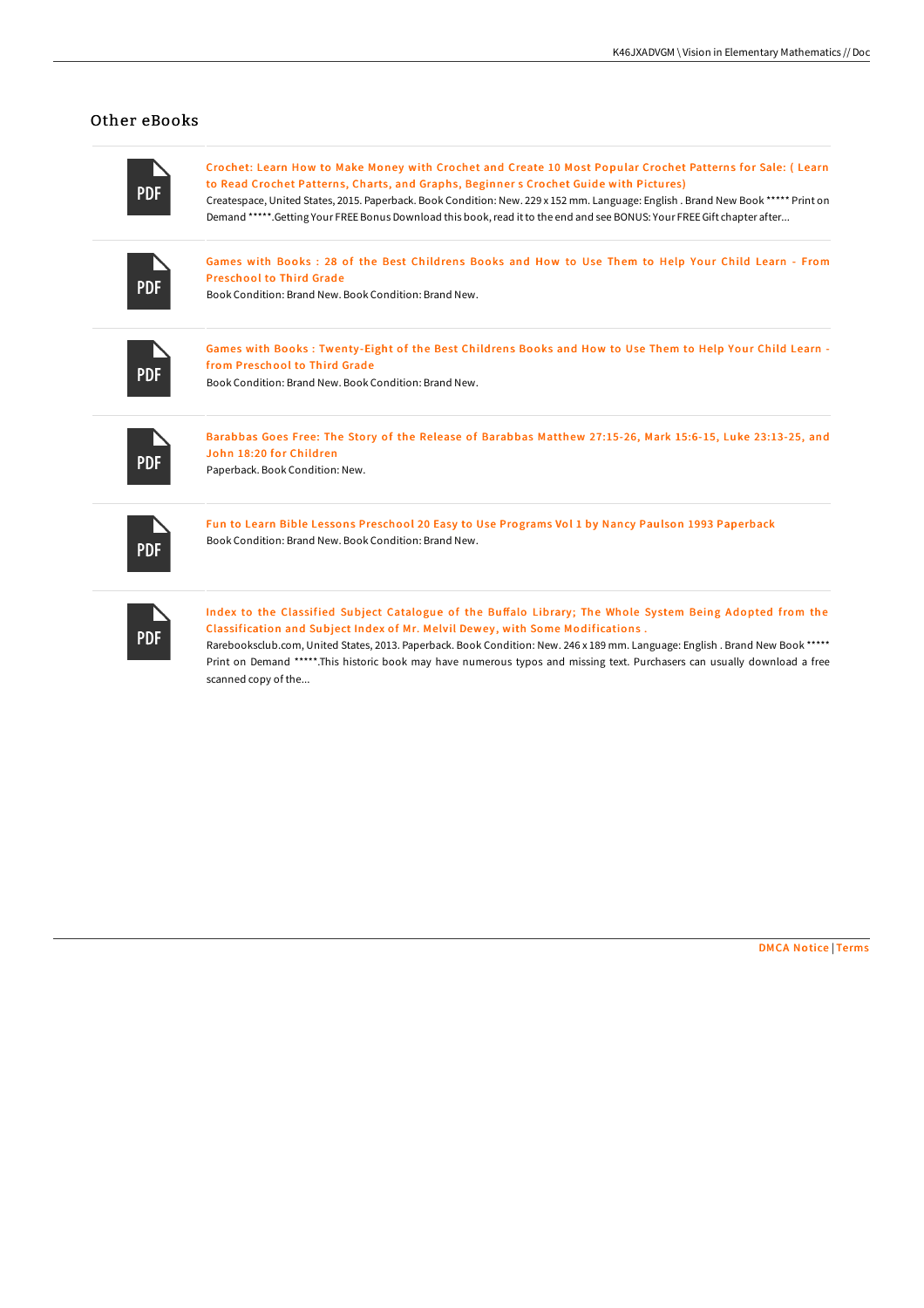## Other eBooks

**Crochet: Learn How to Make Money with Crochet and Create 10 Most Popular Crochet Patterns for Sale: ( Learn to Read Crochet Patterns, Charts, and Graphs, Beginner s Crochet Guide with Pictures)**

Createspace, United States, 2015. Paperback. Book Condition: New. 229 x 152 mm. Language: English . Brand New Book ***** Print on Demand *****.Getting Your FREE Bonus Download this book, read it to the end and see BONUS: Your FREE Gift chapter after...

**Games with Books : 28 of the Best Childrens Books and How to Use Them to Help Your Child Learn - From Preschool to Third Grade**

Book Condition: Brand New. Book Condition: Brand New.

**Games with Books : Twenty-Eight of the Best Childrens Books and How to Use Them to Help Your Child Learn - from Preschool to Third Grade**

Book Condition: Brand New. Book Condition: Brand New.

**Barabbas Goes Free: The Story of the Release of Barabbas Matthew 27:15-26, Mark 15:6-15, Luke 23:13-25, and John 18:20 for Children**

Paperback. Book Condition: New.

**Fun to Learn Bible Lessons Preschool 20 Easy to Use Programs Vol 1 by Nancy Paulson 1993 Paperback**

Book Condition: Brand New. Book Condition: Brand New.

**Index to the Classified Subject Catalogue of the Buffalo Library; The Whole System Being Adopted from the Classification and Subject Index of Mr. Melvil Dewey, with Some Modifications .**

Rarebooksclub.com, United States, 2013. Paperback. Book Condition: New. 246 x 189 mm. Language: English . Brand New Book ***** Print on Demand *****.This historic book may have numerous typos and missing text. Purchasers can usually download a free scanned copy of the...